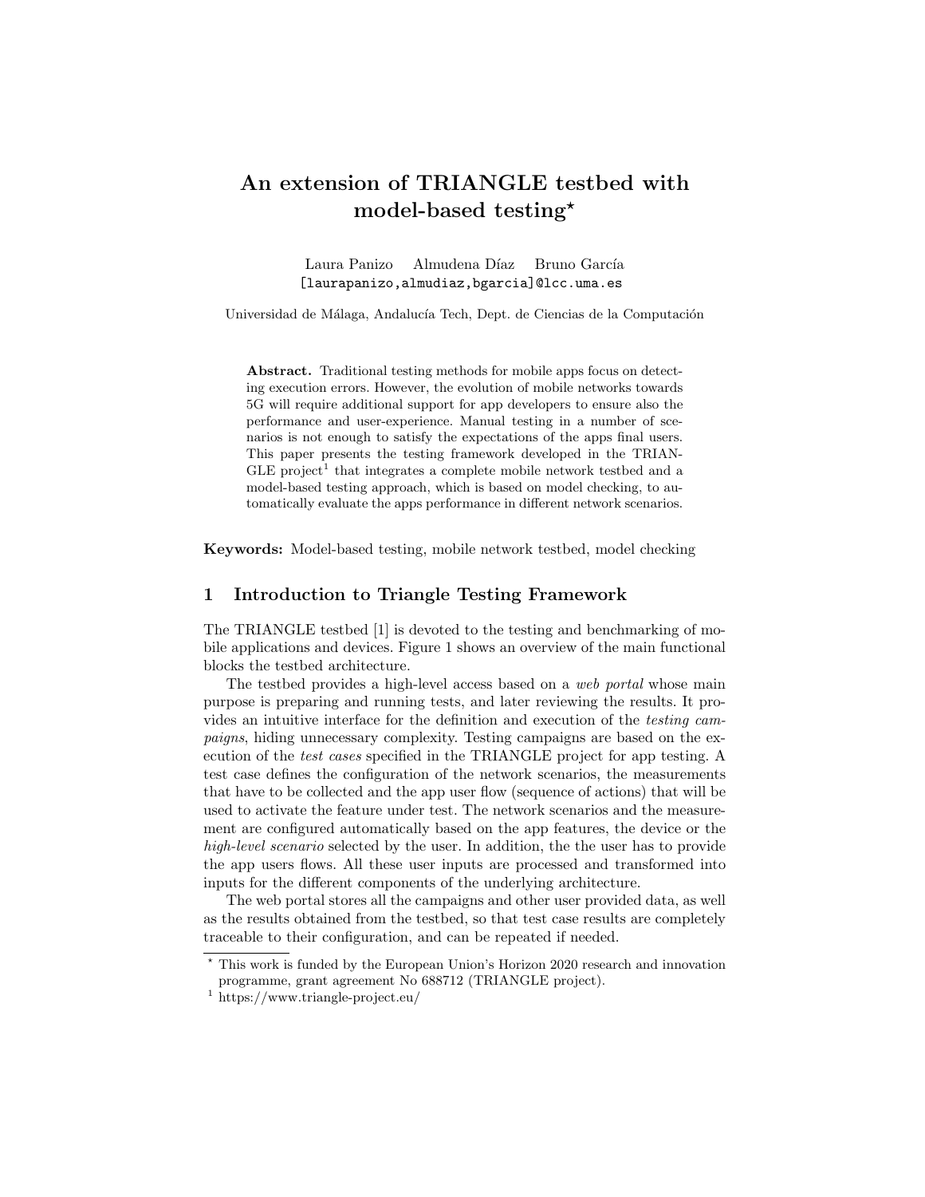# An extension of TRIANGLE testbed with model-based testing*

Laura Panizo Almudena Díaz Bruno García
[laurapanizo,almudiaz,bgarcia]@lcc.uma.es

Universidad de Málaga, Andalucía Tech, Dept. de Ciencias de la Computación

**Abstract.** Traditional testing methods for mobile apps focus on detecting execution errors. However, the evolution of mobile networks towards 5G will require additional support for app developers to ensure also the performance and user-experience. Manual testing in a number of scenarios is not enough to satisfy the expectations of the apps final users. This paper presents the testing framework developed in the TRIANGLE project[1] that integrates a complete mobile network testbed and a model-based testing approach, which is based on model checking, to automatically evaluate the apps performance in different network scenarios.

**Keywords:** Model-based testing, mobile network testbed, model checking

## 1 Introduction to Triangle Testing Framework

The TRIANGLE testbed [1] is devoted to the testing and benchmarking of mobile applications and devices. Figure 1 shows an overview of the main functional blocks the testbed architecture.

The testbed provides a high-level access based on a *web portal* whose main purpose is preparing and running tests, and later reviewing the results. It provides an intuitive interface for the definition and execution of the *testing campaigns*, hiding unnecessary complexity. Testing campaigns are based on the execution of the *test cases* specified in the TRIANGLE project for app testing. A test case defines the configuration of the network scenarios, the measurements that have to be collected and the app user flow (sequence of actions) that will be used to activate the feature under test. The network scenarios and the measurement are configured automatically based on the app features, the device or the *high-level scenario* selected by the user. In addition, the the user has to provide the app users flows. All these user inputs are processed and transformed into inputs for the different components of the underlying architecture.

The web portal stores all the campaigns and other user provided data, as well as the results obtained from the testbed, so that test case results are completely traceable to their configuration, and can be repeated if needed.

* This work is funded by the European Union's Horizon 2020 research and innovation programme, grant agreement No 688712 (TRIANGLE project).

[1] https://www.triangle-project.eu/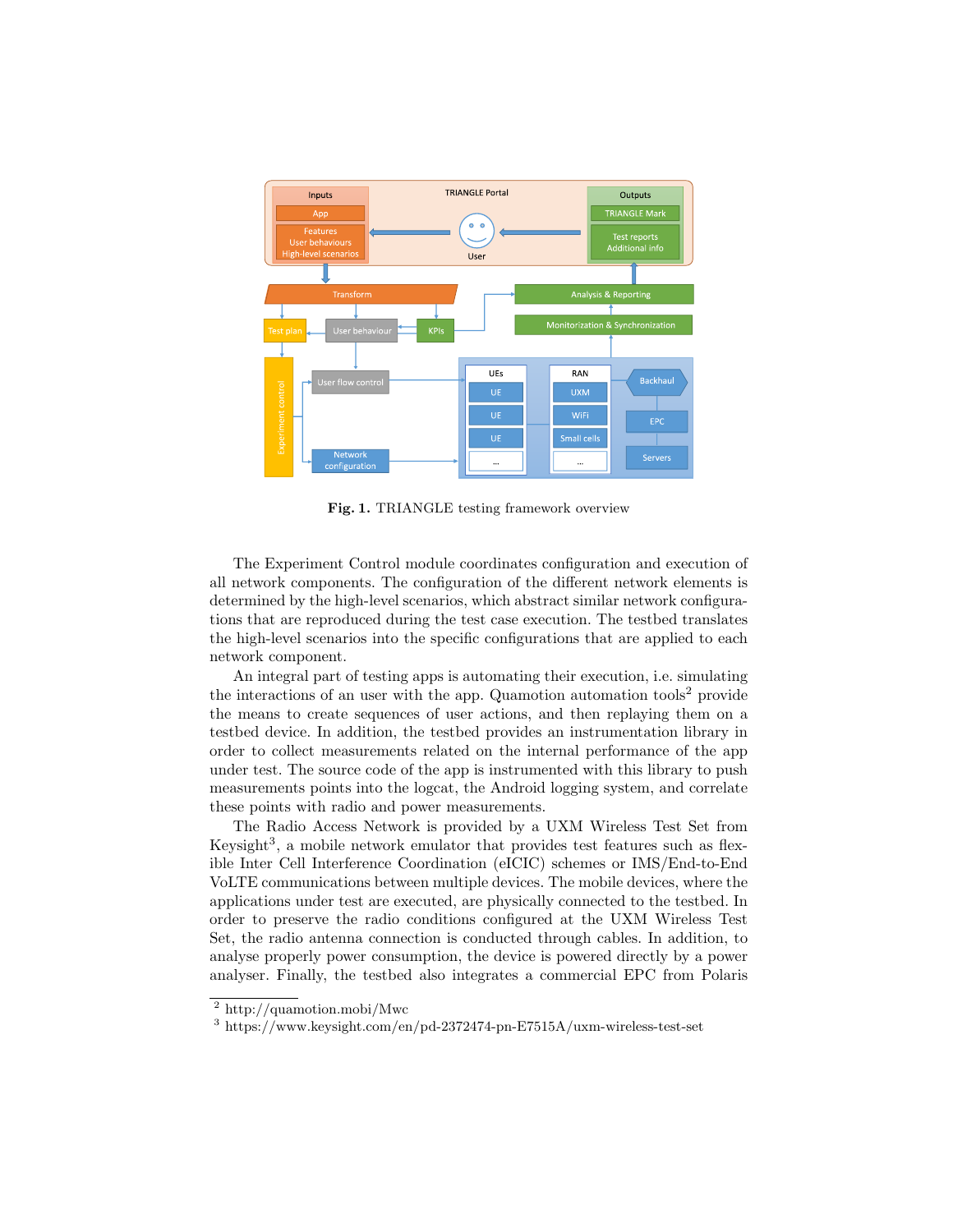**Fig. 1.** TRIANGLE testing framework overview

The Experiment Control module coordinates configuration and execution of all network components. The configuration of the different network elements is determined by the high-level scenarios, which abstract similar network configurations that are reproduced during the test case execution. The testbed translates the high-level scenarios into the specific configurations that are applied to each network component.

An integral part of testing apps is automating their execution, i.e. simulating the interactions of an user with the app. Quamotion automation tools[2] provide the means to create sequences of user actions, and then replaying them on a testbed device. In addition, the testbed provides an instrumentation library in order to collect measurements related on the internal performance of the app under test. The source code of the app is instrumented with this library to push measurements points into the logcat, the Android logging system, and correlate these points with radio and power measurements.

The Radio Access Network is provided by a UXM Wireless Test Set from Keysight[3], a mobile network emulator that provides test features such as flexible Inter Cell Interference Coordination (eICIC) schemes or IMS/End-to-End VoLTE communications between multiple devices. The mobile devices, where the applications under test are executed, are physically connected to the testbed. In order to preserve the radio conditions configured at the UXM Wireless Test Set, the radio antenna connection is conducted through cables. In addition, to analyse properly power consumption, the device is powered directly by a power analyser. Finally, the testbed also integrates a commercial EPC from Polaris

---

[2] http://quamotion.mobi/Mwc

[3] https://www.keysight.com/en/pd-2372474-pn-E7515A/uxm-wireless-test-set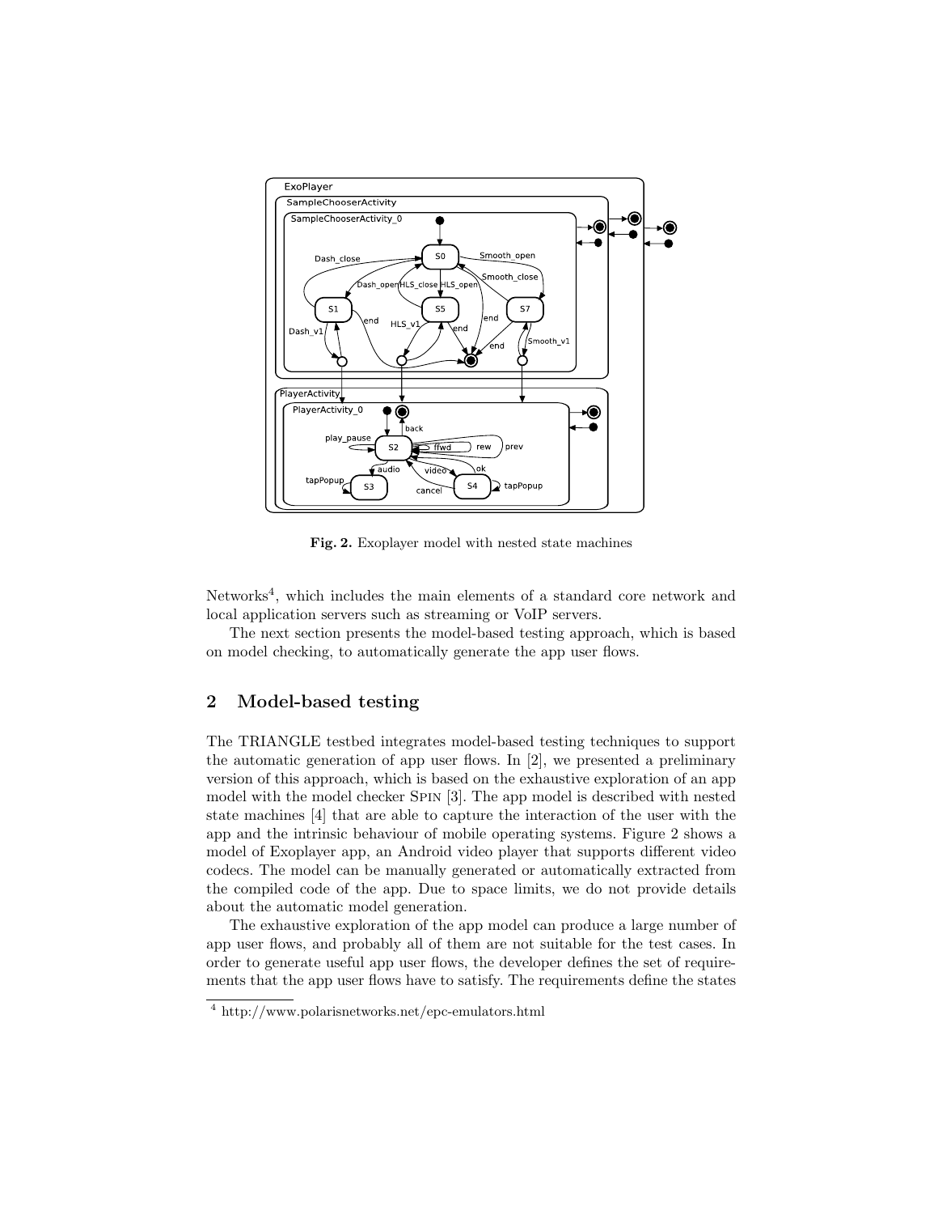Fig. 2. Exoplayer model with nested state machines

Networks[4], which includes the main elements of a standard core network and local application servers such as streaming or VoIP servers.

The next section presents the model-based testing approach, which is based on model checking, to automatically generate the app user flows.

## 2 Model-based testing

The TRIANGLE testbed integrates model-based testing techniques to support the automatic generation of app user flows. In [2], we presented a preliminary version of this approach, which is based on the exhaustive exploration of an app model with the model checker Spin [3]. The app model is described with nested state machines [4] that are able to capture the interaction of the user with the app and the intrinsic behaviour of mobile operating systems. Figure 2 shows a model of Exoplayer app, an Android video player that supports different video codecs. The model can be manually generated or automatically extracted from the compiled code of the app. Due to space limits, we do not provide details about the automatic model generation.

The exhaustive exploration of the app model can produce a large number of app user flows, and probably all of them are not suitable for the test cases. In order to generate useful app user flows, the developer defines the set of requirements that the app user flows have to satisfy. The requirements define the states

[4] http://www.polarisnetworks.net/epc-emulators.html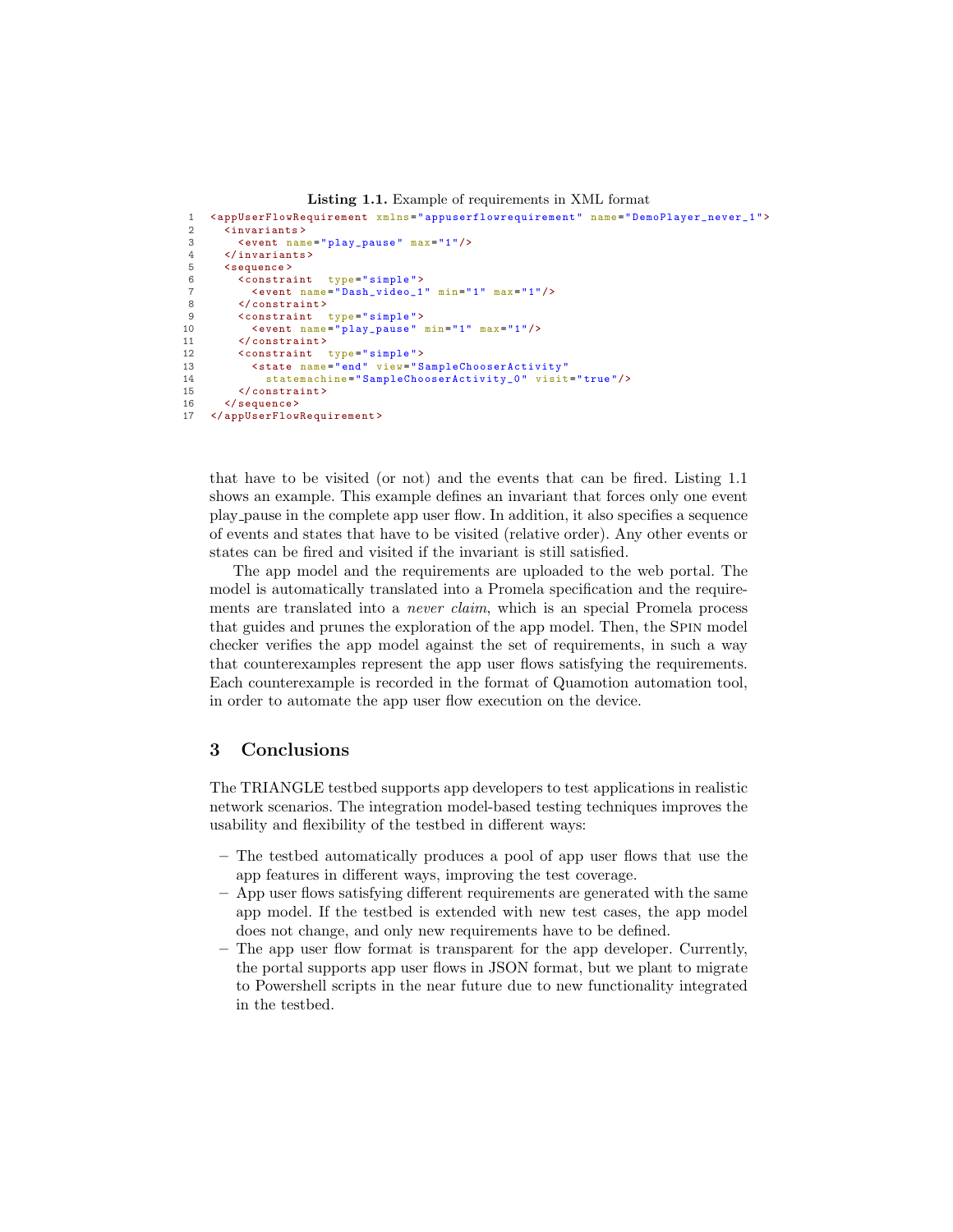**Listing 1.1.** Example of requirements in XML format

```
<appUserFlowRequirement xmlns="appuserflowrequirement" name="DemoPlayer_never_1">
  <invariants>
    <event name="play_pause" max="1"/>
  </invariants>
  <sequence>
    <constraint  type="simple">
      <event name="Dash_video_1" min="1" max="1"/>
    </constraint>
    <constraint  type="simple">
      <event name="play_pause" min="1" max="1"/>
    </constraint>
    <constraint  type="simple">
      <state name="end" view="SampleChooserActivity"
        statemachine="SampleChooserActivity_0" visit="true"/>
    </constraint>
  </sequence>
</appUserFlowRequirement>
```

that have to be visited (or not) and the events that can be fired. Listing 1.1 shows an example. This example defines an invariant that forces only one event play_pause in the complete app user flow. In addition, it also specifies a sequence of events and states that have to be visited (relative order). Any other events or states can be fired and visited if the invariant is still satisfied.

The app model and the requirements are uploaded to the web portal. The model is automatically translated into a Promela specification and the requirements are translated into a *never claim*, which is an special Promela process that guides and prunes the exploration of the app model. Then, the Spin model checker verifies the app model against the set of requirements, in such a way that counterexamples represent the app user flows satisfying the requirements. Each counterexample is recorded in the format of Quamotion automation tool, in order to automate the app user flow execution on the device.

## 3 Conclusions

The TRIANGLE testbed supports app developers to test applications in realistic network scenarios. The integration model-based testing techniques improves the usability and flexibility of the testbed in different ways:

- The testbed automatically produces a pool of app user flows that use the app features in different ways, improving the test coverage.
- App user flows satisfying different requirements are generated with the same app model. If the testbed is extended with new test cases, the app model does not change, and only new requirements have to be defined.
- The app user flow format is transparent for the app developer. Currently, the portal supports app user flows in JSON format, but we plant to migrate to Powershell scripts in the near future due to new functionality integrated in the testbed.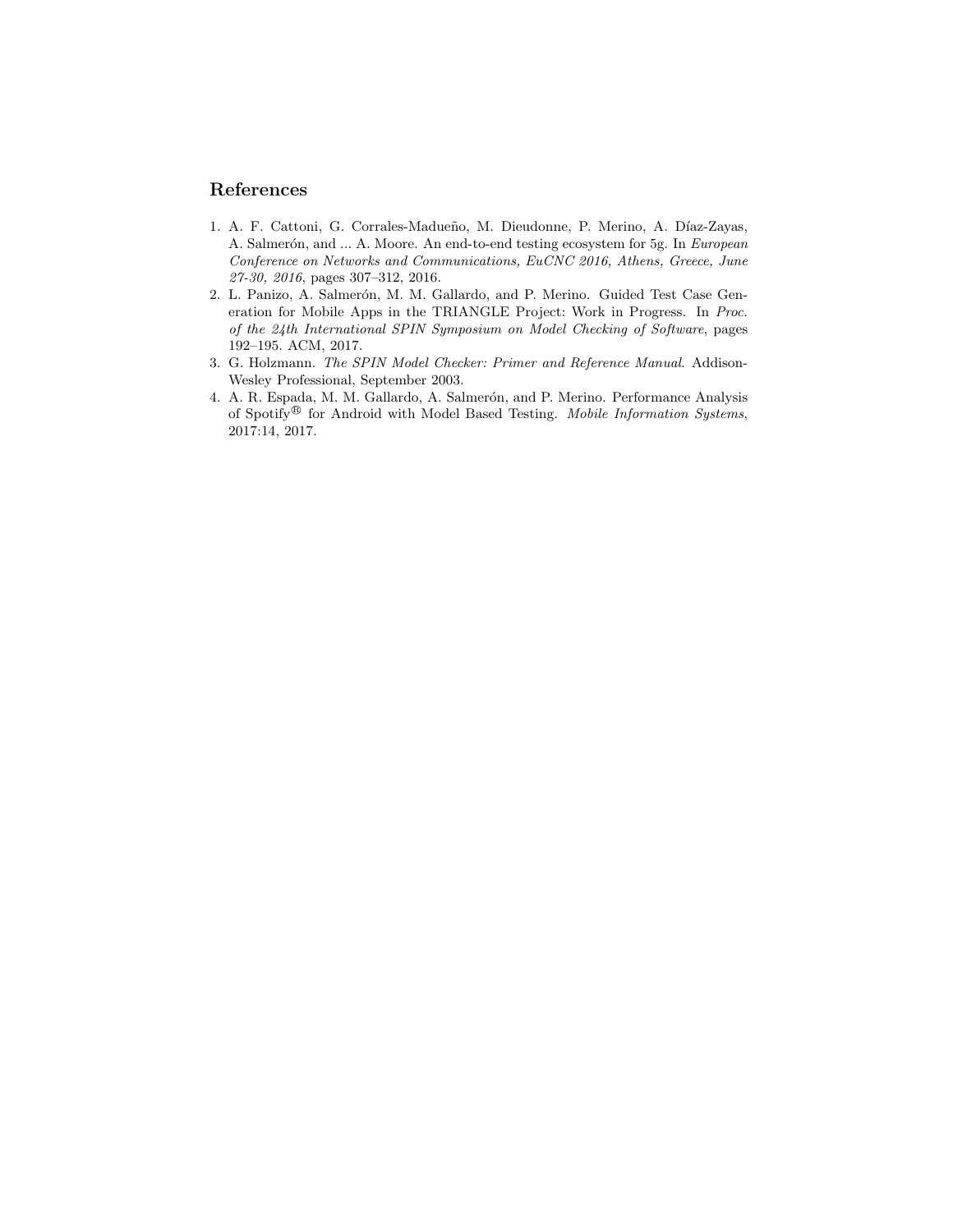## References

1. A. F. Cattoni, G. Corrales-Madueño, M. Dieudonne, P. Merino, A. Díaz-Zayas, A. Salmerón, and ... A. Moore. An end-to-end testing ecosystem for 5g. In *European Conference on Networks and Communications, EuCNC 2016, Athens, Greece, June 27-30, 2016*, pages 307–312, 2016.
2. L. Panizo, A. Salmerón, M. M. Gallardo, and P. Merino. Guided Test Case Generation for Mobile Apps in the TRIANGLE Project: Work in Progress. In *Proc. of the 24th International SPIN Symposium on Model Checking of Software*, pages 192–195. ACM, 2017.
3. G. Holzmann. *The SPIN Model Checker: Primer and Reference Manual*. Addison-Wesley Professional, September 2003.
4. A. R. Espada, M. M. Gallardo, A. Salmerón, and P. Merino. Performance Analysis of Spotify® for Android with Model Based Testing. *Mobile Information Systems*, 2017:14, 2017.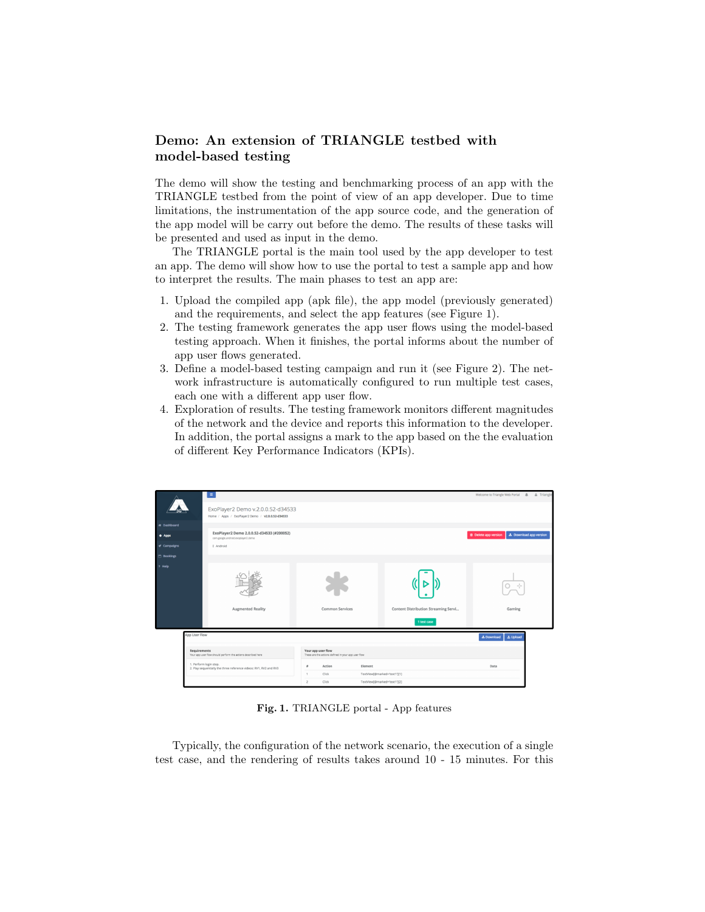## Demo: An extension of TRIANGLE testbed with model-based testing

The demo will show the testing and benchmarking process of an app with the TRIANGLE testbed from the point of view of an app developer. Due to time limitations, the instrumentation of the app source code, and the generation of the app model will be carry out before the demo. The results of these tasks will be presented and used as input in the demo.

The TRIANGLE portal is the main tool used by the app developer to test an app. The demo will show how to use the portal to test a sample app and how to interpret the results. The main phases to test an app are:

1. Upload the compiled app (apk file), the app model (previously generated) and the requirements, and select the app features (see Figure 1).
2. The testing framework generates the app user flows using the model-based testing approach. When it finishes, the portal informs about the number of app user flows generated.
3. Define a model-based testing campaign and run it (see Figure 2). The network infrastructure is automatically configured to run multiple test cases, each one with a different app user flow.
4. Exploration of results. The testing framework monitors different magnitudes of the network and the device and reports this information to the developer. In addition, the portal assigns a mark to the app based on the the evaluation of different Key Performance Indicators (KPIs).

**Fig. 1.** TRIANGLE portal - App features

Typically, the configuration of the network scenario, the execution of a single test case, and the rendering of results takes around 10 - 15 minutes. For this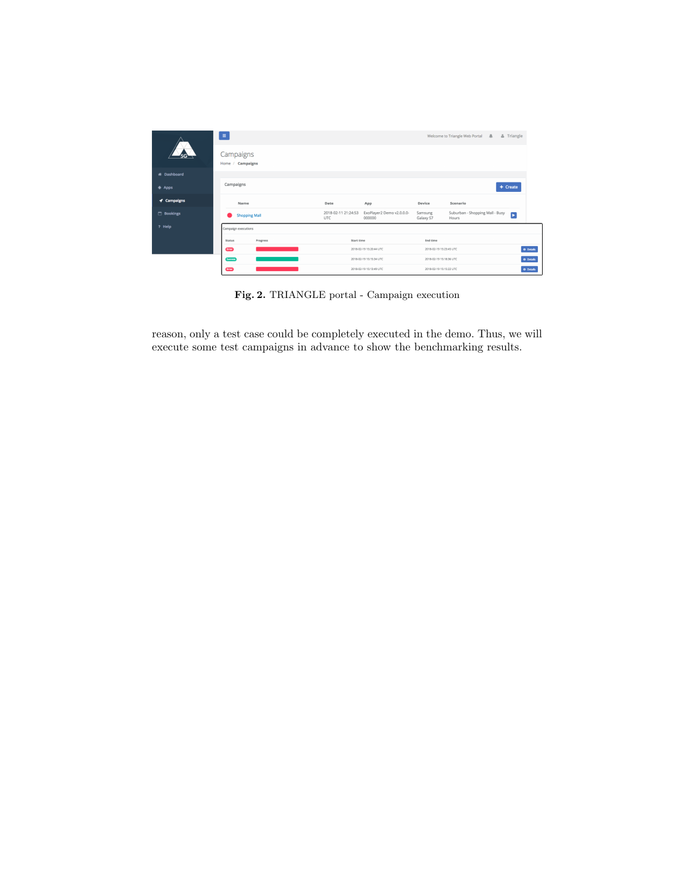**Fig. 2.** TRIANGLE portal - Campaign execution

reason, only a test case could be completely executed in the demo. Thus, we will execute some test campaigns in advance to show the benchmarking results.